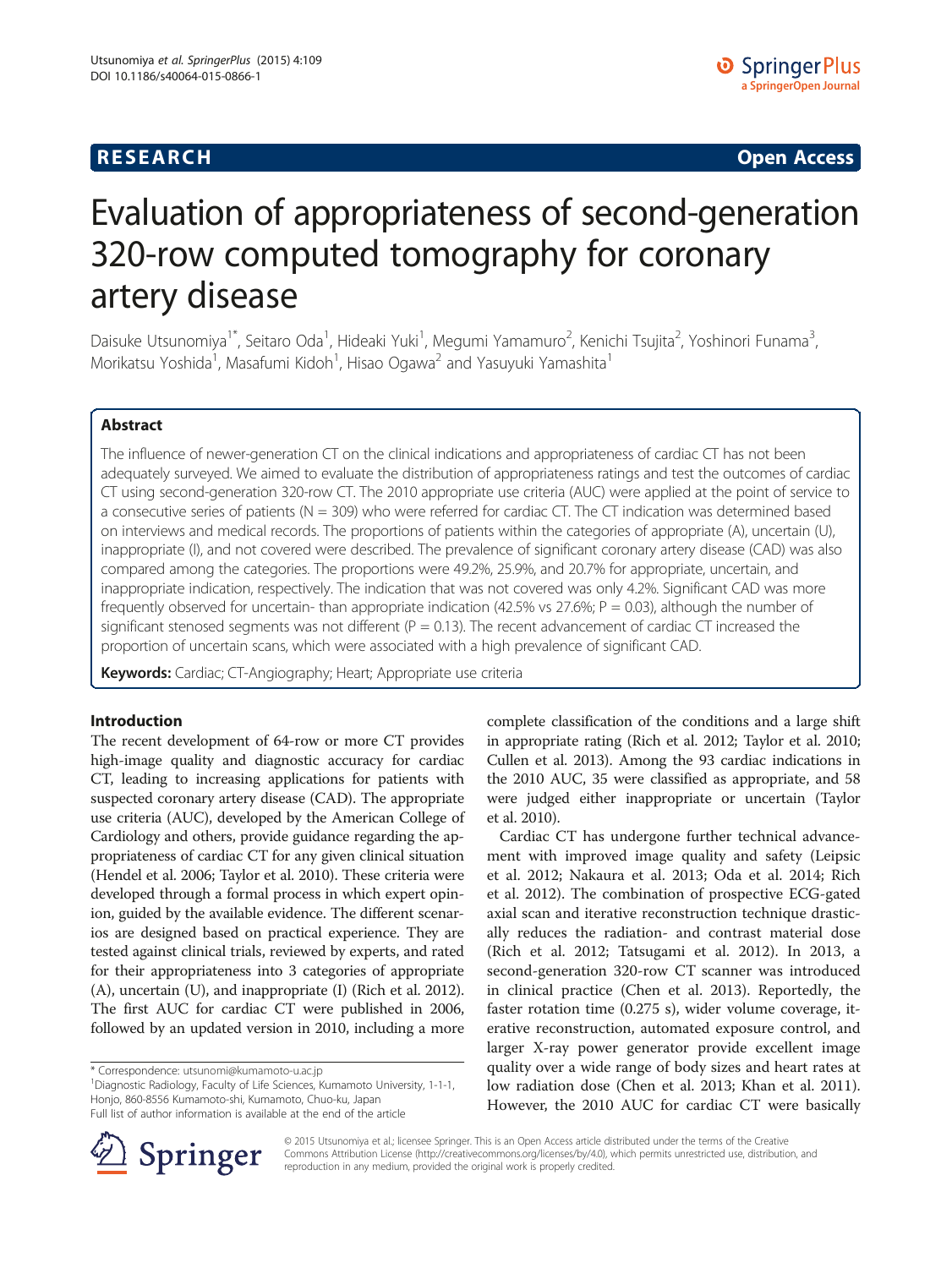RESEARCH Open Access

# Evaluation of appropriateness of second-generation 320-row computed tomography for coronary artery disease

Daisuke Utsunomiya[1*], Seitaro Oda[1], Hideaki Yuki[1], Megumi Yamamuro[2], Kenichi Tsujita[2], Yoshinori Funama[3], Morikatsu Yoshida[1], Masafumi Kidoh[1], Hisao Ogawa[2] and Yasuyuki Yamashita[1]

## Abstract

The influence of newer-generation CT on the clinical indications and appropriateness of cardiac CT has not been adequately surveyed. We aimed to evaluate the distribution of appropriateness ratings and test the outcomes of cardiac CT using second-generation 320-row CT. The 2010 appropriate use criteria (AUC) were applied at the point of service to a consecutive series of patients (N = 309) who were referred for cardiac CT. The CT indication was determined based on interviews and medical records. The proportions of patients within the categories of appropriate (A), uncertain (U), inappropriate (I), and not covered were described. The prevalence of significant coronary artery disease (CAD) was also compared among the categories. The proportions were 49.2%, 25.9%, and 20.7% for appropriate, uncertain, and inappropriate indication, respectively. The indication that was not covered was only 4.2%. Significant CAD was more frequently observed for uncertain- than appropriate indication (42.5% vs 27.6%; P = 0.03), although the number of significant stenosed segments was not different (P = 0.13). The recent advancement of cardiac CT increased the proportion of uncertain scans, which were associated with a high prevalence of significant CAD.

**Keywords:** Cardiac; CT-Angiography; Heart; Appropriate use criteria

## Introduction

The recent development of 64-row or more CT provides high-image quality and diagnostic accuracy for cardiac CT, leading to increasing applications for patients with suspected coronary artery disease (CAD). The appropriate use criteria (AUC), developed by the American College of Cardiology and others, provide guidance regarding the appropriateness of cardiac CT for any given clinical situation (Hendel et al. 2006; Taylor et al. 2010). These criteria were developed through a formal process in which expert opinion, guided by the available evidence. The different scenarios are designed based on practical experience. They are tested against clinical trials, reviewed by experts, and rated for their appropriateness into 3 categories of appropriate (A), uncertain (U), and inappropriate (I) (Rich et al. 2012). The first AUC for cardiac CT were published in 2006, followed by an updated version in 2010, including a more complete classification of the conditions and a large shift in appropriate rating (Rich et al. 2012; Taylor et al. 2010; Cullen et al. 2013). Among the 93 cardiac indications in the 2010 AUC, 35 were classified as appropriate, and 58 were judged either inappropriate or uncertain (Taylor et al. 2010).

Cardiac CT has undergone further technical advancement with improved image quality and safety (Leipsic et al. 2012; Nakaura et al. 2013; Oda et al. 2014; Rich et al. 2012). The combination of prospective ECG-gated axial scan and iterative reconstruction technique drastically reduces the radiation- and contrast material dose (Rich et al. 2012; Tatsugami et al. 2012). In 2013, a second-generation 320-row CT scanner was introduced in clinical practice (Chen et al. 2013). Reportedly, the faster rotation time (0.275 s), wider volume coverage, iterative reconstruction, automated exposure control, and larger X-ray power generator provide excellent image quality over a wide range of body sizes and heart rates at low radiation dose (Chen et al. 2013; Khan et al. 2011). However, the 2010 AUC for cardiac CT were basically

\* Correspondence: utsunomi@kumamoto-u.ac.jp
[1]Diagnostic Radiology, Faculty of Life Sciences, Kumamoto University, 1-1-1, Honjo, 860-8556 Kumamoto-shi, Kumamoto, Chuo-ku, Japan
Full list of author information is available at the end of the article

© 2015 Utsunomiya et al.; licensee Springer. This is an Open Access article distributed under the terms of the Creative Commons Attribution License (http://creativecommons.org/licenses/by/4.0), which permits unrestricted use, distribution, and reproduction in any medium, provided the original work is properly credited.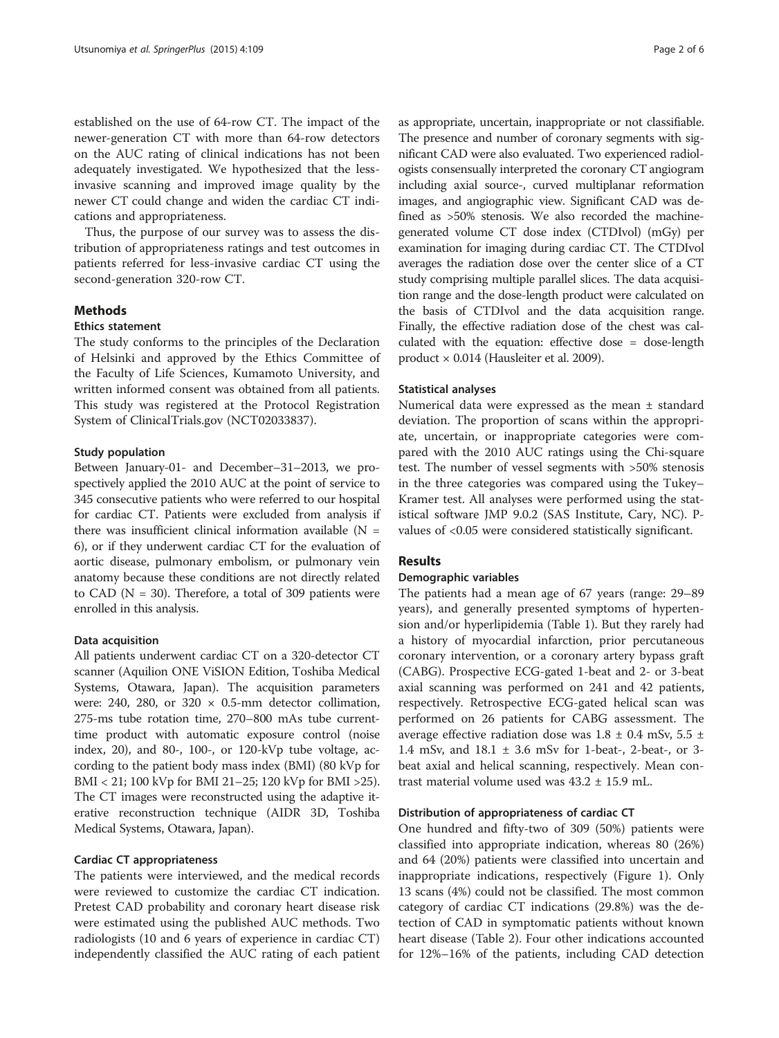established on the use of 64-row CT. The impact of the newer-generation CT with more than 64-row detectors on the AUC rating of clinical indications has not been adequately investigated. We hypothesized that the less-invasive scanning and improved image quality by the newer CT could change and widen the cardiac CT indications and appropriateness.

Thus, the purpose of our survey was to assess the distribution of appropriateness ratings and test outcomes in patients referred for less-invasive cardiac CT using the second-generation 320-row CT.

## Methods

### Ethics statement

The study conforms to the principles of the Declaration of Helsinki and approved by the Ethics Committee of the Faculty of Life Sciences, Kumamoto University, and written informed consent was obtained from all patients. This study was registered at the Protocol Registration System of ClinicalTrials.gov (NCT02033837).

### Study population

Between January-01- and December–31–2013, we prospectively applied the 2010 AUC at the point of service to 345 consecutive patients who were referred to our hospital for cardiac CT. Patients were excluded from analysis if there was insufficient clinical information available (N = 6), or if they underwent cardiac CT for the evaluation of aortic disease, pulmonary embolism, or pulmonary vein anatomy because these conditions are not directly related to CAD (N = 30). Therefore, a total of 309 patients were enrolled in this analysis.

### Data acquisition

All patients underwent cardiac CT on a 320-detector CT scanner (Aquilion ONE ViSION Edition, Toshiba Medical Systems, Otawara, Japan). The acquisition parameters were: 240, 280, or 320 × 0.5-mm detector collimation, 275-ms tube rotation time, 270–800 mAs tube current-time product with automatic exposure control (noise index, 20), and 80-, 100-, or 120-kVp tube voltage, according to the patient body mass index (BMI) (80 kVp for BMI < 21; 100 kVp for BMI 21–25; 120 kVp for BMI >25). The CT images were reconstructed using the adaptive iterative reconstruction technique (AIDR 3D, Toshiba Medical Systems, Otawara, Japan).

### Cardiac CT appropriateness

The patients were interviewed, and the medical records were reviewed to customize the cardiac CT indication. Pretest CAD probability and coronary heart disease risk were estimated using the published AUC methods. Two radiologists (10 and 6 years of experience in cardiac CT) independently classified the AUC rating of each patient as appropriate, uncertain, inappropriate or not classifiable. The presence and number of coronary segments with significant CAD were also evaluated. Two experienced radiologists consensually interpreted the coronary CT angiogram including axial source-, curved multiplanar reformation images, and angiographic view. Significant CAD was defined as >50% stenosis. We also recorded the machine-generated volume CT dose index (CTDIvol) (mGy) per examination for imaging during cardiac CT. The CTDIvol averages the radiation dose over the center slice of a CT study comprising multiple parallel slices. The data acquisition range and the dose-length product were calculated on the basis of CTDIvol and the data acquisition range. Finally, the effective radiation dose of the chest was calculated with the equation: effective dose = dose-length product × 0.014 (Hausleiter et al. 2009).

### Statistical analyses

Numerical data were expressed as the mean ± standard deviation. The proportion of scans within the appropriate, uncertain, or inappropriate categories were compared with the 2010 AUC ratings using the Chi-square test. The number of vessel segments with >50% stenosis in the three categories was compared using the Tukey–Kramer test. All analyses were performed using the statistical software JMP 9.0.2 (SAS Institute, Cary, NC). P-values of <0.05 were considered statistically significant.

## Results

### Demographic variables

The patients had a mean age of 67 years (range: 29–89 years), and generally presented symptoms of hypertension and/or hyperlipidemia (Table 1). But they rarely had a history of myocardial infarction, prior percutaneous coronary intervention, or a coronary artery bypass graft (CABG). Prospective ECG-gated 1-beat and 2- or 3-beat axial scanning was performed on 241 and 42 patients, respectively. Retrospective ECG-gated helical scan was performed on 26 patients for CABG assessment. The average effective radiation dose was 1.8 ± 0.4 mSv, 5.5 ± 1.4 mSv, and 18.1 ± 3.6 mSv for 1-beat-, 2-beat-, or 3-beat axial and helical scanning, respectively. Mean contrast material volume used was 43.2 ± 15.9 mL.

### Distribution of appropriateness of cardiac CT

One hundred and fifty-two of 309 (50%) patients were classified into appropriate indication, whereas 80 (26%) and 64 (20%) patients were classified into uncertain and inappropriate indications, respectively (Figure 1). Only 13 scans (4%) could not be classified. The most common category of cardiac CT indications (29.8%) was the detection of CAD in symptomatic patients without known heart disease (Table 2). Four other indications accounted for 12%–16% of the patients, including CAD detection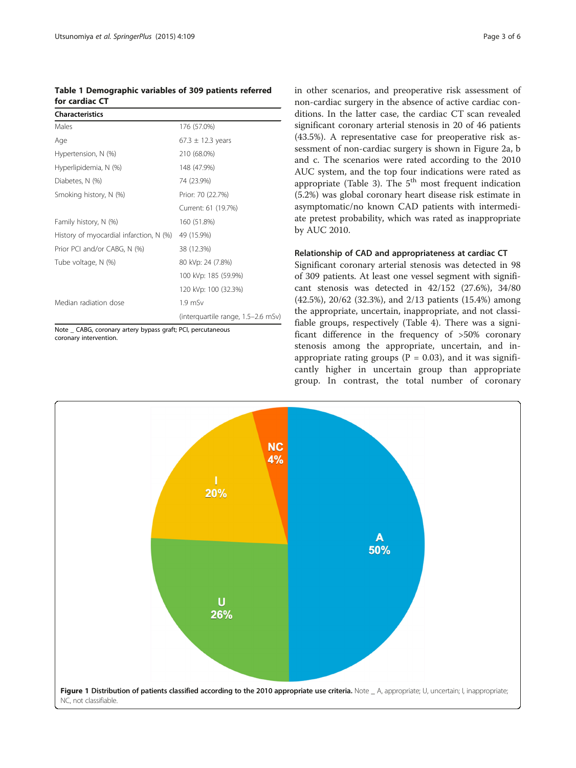**Table 1 Demographic variables of 309 patients referred for cardiac CT**

| Characteristics | |
|---|---|
| Males | 176 (57.0%) |
| Age | 67.3 ± 12.3 years |
| Hypertension, N (%) | 210 (68.0%) |
| Hyperlipidemia, N (%) | 148 (47.9%) |
| Diabetes, N (%) | 74 (23.9%) |
| Smoking history, N (%) | Prior: 70 (22.7%) |
| | Current: 61 (19.7%) |
| Family history, N (%) | 160 (51.8%) |
| History of myocardial infarction, N (%) | 49 (15.9%) |
| Prior PCI and/or CABG, N (%) | 38 (12.3%) |
| Tube voltage, N (%) | 80 kVp: 24 (7.8%) |
| | 100 kVp: 185 (59.9%) |
| | 120 kVp: 100 (32.3%) |
| Median radiation dose | 1.9 mSv |
| | (interquartile range, 1.5–2.6 mSv) |

Note _ CABG, coronary artery bypass graft; PCI, percutaneous coronary intervention.

in other scenarios, and preoperative risk assessment of non-cardiac surgery in the absence of active cardiac conditions. In the latter case, the cardiac CT scan revealed significant coronary arterial stenosis in 20 of 46 patients (43.5%). A representative case for preoperative risk assessment of non-cardiac surgery is shown in Figure 2a, b and c. The scenarios were rated according to the 2010 AUC system, and the top four indications were rated as appropriate (Table 3). The 5$^{th}$ most frequent indication (5.2%) was global coronary heart disease risk estimate in asymptomatic/no known CAD patients with intermediate pretest probability, which was rated as inappropriate by AUC 2010.

### Relationship of CAD and appropriateness at cardiac CT

Significant coronary arterial stenosis was detected in 98 of 309 patients. At least one vessel segment with significant stenosis was detected in 42/152 (27.6%), 34/80 (42.5%), 20/62 (32.3%), and 2/13 patients (15.4%) among the appropriate, uncertain, inappropriate, and not classifiable groups, respectively (Table 4). There was a significant difference in the frequency of >50% coronary stenosis among the appropriate, uncertain, and inappropriate rating groups ($P = 0.03$), and it was significantly higher in uncertain group than appropriate group. In contrast, the total number of coronary

NC
4%
I
20%
A
50%
U
26%

**Figure 1 Distribution of patients classified according to the 2010 appropriate use criteria.** Note _ A, appropriate; U, uncertain; I, inappropriate; NC, not classifiable.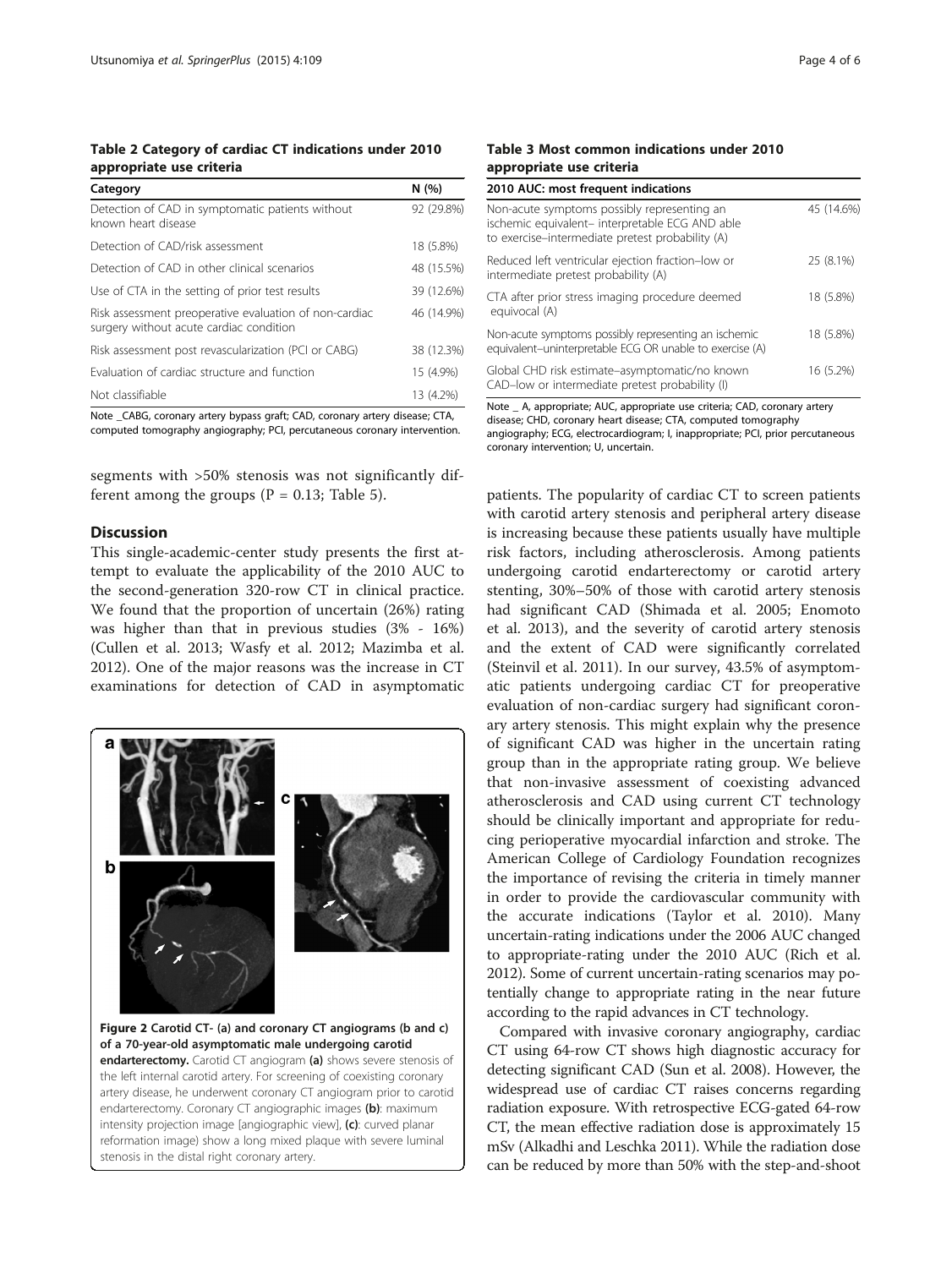**Table 2 Category of cardiac CT indications under 2010 appropriate use criteria**

| Category | N (%) |
|---|---|
| Detection of CAD in symptomatic patients without known heart disease | 92 (29.8%) |
| Detection of CAD/risk assessment | 18 (5.8%) |
| Detection of CAD in other clinical scenarios | 48 (15.5%) |
| Use of CTA in the setting of prior test results | 39 (12.6%) |
| Risk assessment preoperative evaluation of non-cardiac surgery without acute cardiac condition | 46 (14.9%) |
| Risk assessment post revascularization (PCI or CABG) | 38 (12.3%) |
| Evaluation of cardiac structure and function | 15 (4.9%) |
| Not classifiable | 13 (4.2%) |

Note _CABG, coronary artery bypass graft; CAD, coronary artery disease; CTA, computed tomography angiography; PCI, percutaneous coronary intervention.

**Table 3 Most common indications under 2010 appropriate use criteria**

| 2010 AUC: most frequent indications | |
|---|---|
| Non-acute symptoms possibly representing an ischemic equivalent– interpretable ECG AND able to exercise–intermediate pretest probability (A) | 45 (14.6%) |
| Reduced left ventricular ejection fraction–low or intermediate pretest probability (A) | 25 (8.1%) |
| CTA after prior stress imaging procedure deemed equivocal (A) | 18 (5.8%) |
| Non-acute symptoms possibly representing an ischemic equivalent–uninterpretable ECG OR unable to exercise (A) | 18 (5.8%) |
| Global CHD risk estimate–asymptomatic/no known CAD–low or intermediate pretest probability (I) | 16 (5.2%) |

Note _ A, appropriate; AUC, appropriate use criteria; CAD, coronary artery disease; CHD, coronary heart disease; CTA, computed tomography angiography; ECG, electrocardiogram; I, inappropriate; PCI, prior percutaneous coronary intervention; U, uncertain.

segments with >50% stenosis was not significantly different among the groups (P = 0.13; Table 5).

## Discussion

This single-academic-center study presents the first attempt to evaluate the applicability of the 2010 AUC to the second-generation 320-row CT in clinical practice. We found that the proportion of uncertain (26%) rating was higher than that in previous studies (3% - 16%) (Cullen et al. 2013; Wasfy et al. 2012; Mazimba et al. 2012). One of the major reasons was the increase in CT examinations for detection of CAD in asymptomatic patients. The popularity of cardiac CT to screen patients with carotid artery stenosis and peripheral artery disease is increasing because these patients usually have multiple risk factors, including atherosclerosis. Among patients undergoing carotid endarterectomy or carotid artery stenting, 30%–50% of those with carotid artery stenosis had significant CAD (Shimada et al. 2005; Enomoto et al. 2013), and the severity of carotid artery stenosis and the extent of CAD were significantly correlated (Steinvil et al. 2011). In our survey, 43.5% of asymptomatic patients undergoing cardiac CT for preoperative evaluation of non-cardiac surgery had significant coronary artery stenosis. This might explain why the presence of significant CAD was higher in the uncertain rating group than in the appropriate rating group. We believe that non-invasive assessment of coexisting advanced atherosclerosis and CAD using current CT technology should be clinically important and appropriate for reducing perioperative myocardial infarction and stroke. The American College of Cardiology Foundation recognizes the importance of revising the criteria in timely manner in order to provide the cardiovascular community with the accurate indications (Taylor et al. 2010). Many uncertain-rating indications under the 2006 AUC changed to appropriate-rating under the 2010 AUC (Rich et al. 2012). Some of current uncertain-rating scenarios may potentially change to appropriate rating in the near future according to the rapid advances in CT technology.

**Figure 2 Carotid CT- (a) and coronary CT angiograms (b and c) of a 70-year-old asymptomatic male undergoing carotid endarterectomy.** Carotid CT angiogram **(a)** shows severe stenosis of the left internal carotid artery. For screening of coexisting coronary artery disease, he underwent coronary CT angiogram prior to carotid endarterectomy. Coronary CT angiographic images **(b)**: maximum intensity projection image [angiographic view], **(c)**: curved planar reformation image) show a long mixed plaque with severe luminal stenosis in the distal right coronary artery.

Compared with invasive coronary angiography, cardiac CT using 64-row CT shows high diagnostic accuracy for detecting significant CAD (Sun et al. 2008). However, the widespread use of cardiac CT raises concerns regarding radiation exposure. With retrospective ECG-gated 64-row CT, the mean effective radiation dose is approximately 15 mSv (Alkadhi and Leschka 2011). While the radiation dose can be reduced by more than 50% with the step-and-shoot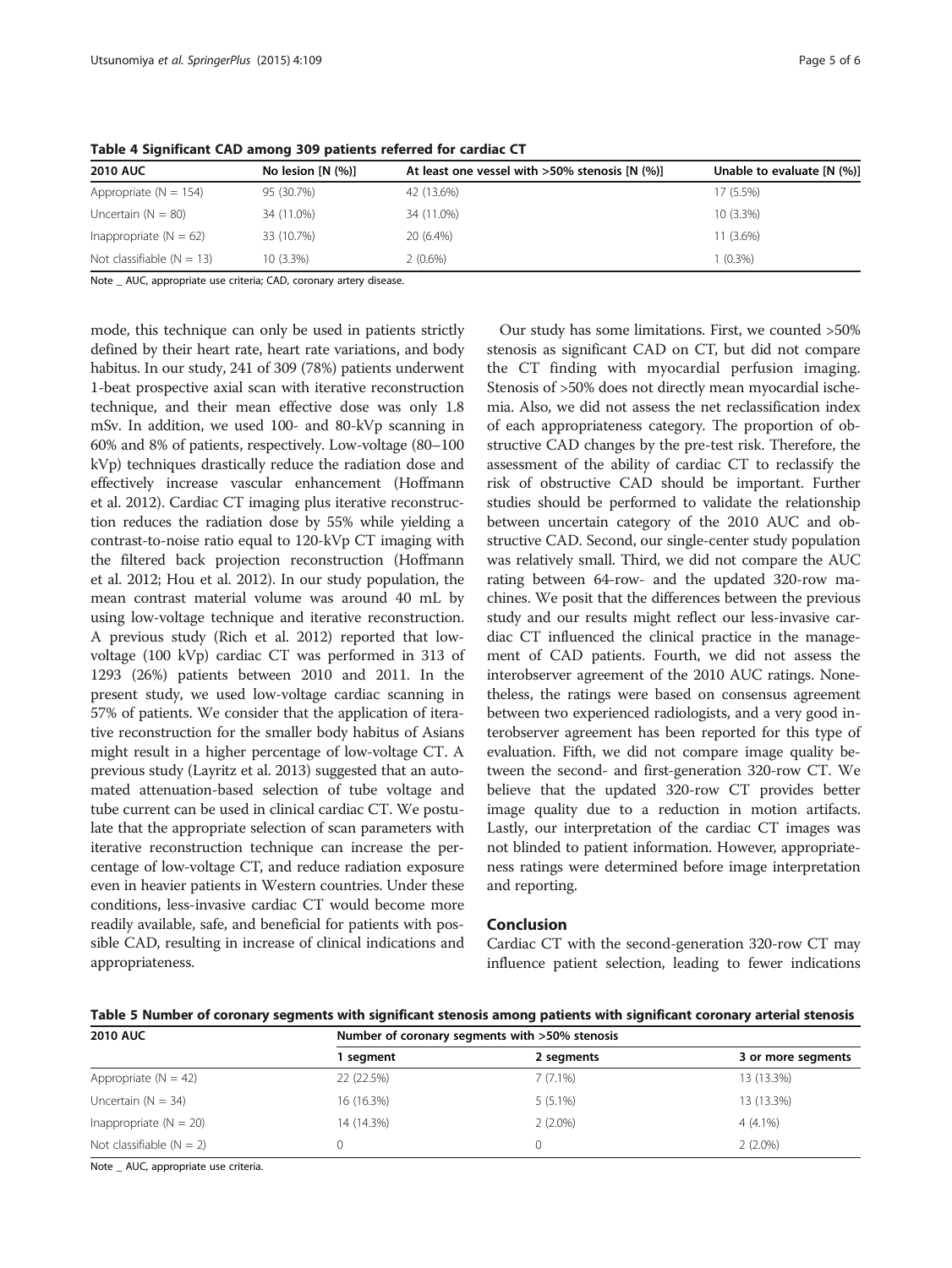**Table 4 Significant CAD among 309 patients referred for cardiac CT**

| 2010 AUC | No lesion [N (%)] | At least one vessel with >50% stenosis [N (%)] | Unable to evaluate [N (%)] |
|---|---|---|---|
| Appropriate (N = 154) | 95 (30.7%) | 42 (13.6%) | 17 (5.5%) |
| Uncertain (N = 80) | 34 (11.0%) | 34 (11.0%) | 10 (3.3%) |
| Inappropriate (N = 62) | 33 (10.7%) | 20 (6.4%) | 11 (3.6%) |
| Not classifiable (N = 13) | 10 (3.3%) | 2 (0.6%) | 1 (0.3%) |

Note _ AUC, appropriate use criteria; CAD, coronary artery disease.

mode, this technique can only be used in patients strictly defined by their heart rate, heart rate variations, and body habitus. In our study, 241 of 309 (78%) patients underwent 1-beat prospective axial scan with iterative reconstruction technique, and their mean effective dose was only 1.8 mSv. In addition, we used 100- and 80-kVp scanning in 60% and 8% of patients, respectively. Low-voltage (80–100 kVp) techniques drastically reduce the radiation dose and effectively increase vascular enhancement (Hoffmann et al. 2012). Cardiac CT imaging plus iterative reconstruction reduces the radiation dose by 55% while yielding a contrast-to-noise ratio equal to 120-kVp CT imaging with the filtered back projection reconstruction (Hoffmann et al. 2012; Hou et al. 2012). In our study population, the mean contrast material volume was around 40 mL by using low-voltage technique and iterative reconstruction. A previous study (Rich et al. 2012) reported that low-voltage (100 kVp) cardiac CT was performed in 313 of 1293 (26%) patients between 2010 and 2011. In the present study, we used low-voltage cardiac scanning in 57% of patients. We consider that the application of iterative reconstruction for the smaller body habitus of Asians might result in a higher percentage of low-voltage CT. A previous study (Layritz et al. 2013) suggested that an automated attenuation-based selection of tube voltage and tube current can be used in clinical cardiac CT. We postulate that the appropriate selection of scan parameters with iterative reconstruction technique can increase the percentage of low-voltage CT, and reduce radiation exposure even in heavier patients in Western countries. Under these conditions, less-invasive cardiac CT would become more readily available, safe, and beneficial for patients with possible CAD, resulting in increase of clinical indications and appropriateness.

Our study has some limitations. First, we counted >50% stenosis as significant CAD on CT, but did not compare the CT finding with myocardial perfusion imaging. Stenosis of >50% does not directly mean myocardial ischemia. Also, we did not assess the net reclassification index of each appropriateness category. The proportion of obstructive CAD changes by the pre-test risk. Therefore, the assessment of the ability of cardiac CT to reclassify the risk of obstructive CAD should be important. Further studies should be performed to validate the relationship between uncertain category of the 2010 AUC and obstructive CAD. Second, our single-center study population was relatively small. Third, we did not compare the AUC rating between 64-row- and the updated 320-row machines. We posit that the differences between the previous study and our results might reflect our less-invasive cardiac CT influenced the clinical practice in the management of CAD patients. Fourth, we did not assess the interobserver agreement of the 2010 AUC ratings. Nonetheless, the ratings were based on consensus agreement between two experienced radiologists, and a very good interobserver agreement has been reported for this type of evaluation. Fifth, we did not compare image quality between the second- and first-generation 320-row CT. We believe that the updated 320-row CT provides better image quality due to a reduction in motion artifacts. Lastly, our interpretation of the cardiac CT images was not blinded to patient information. However, appropriateness ratings were determined before image interpretation and reporting.

## Conclusion

Cardiac CT with the second-generation 320-row CT may influence patient selection, leading to fewer indications

**Table 5 Number of coronary segments with significant stenosis among patients with significant coronary arterial stenosis**

| 2010 AUC | Number of coronary segments with >50% stenosis | | |
|---|---|---|---|
| | 1 segment | 2 segments | 3 or more segments |
| Appropriate (N = 42) | 22 (22.5%) | 7 (7.1%) | 13 (13.3%) |
| Uncertain (N = 34) | 16 (16.3%) | 5 (5.1%) | 13 (13.3%) |
| Inappropriate (N = 20) | 14 (14.3%) | 2 (2.0%) | 4 (4.1%) |
| Not classifiable (N = 2) | 0 | 0 | 2 (2.0%) |

Note _ AUC, appropriate use criteria.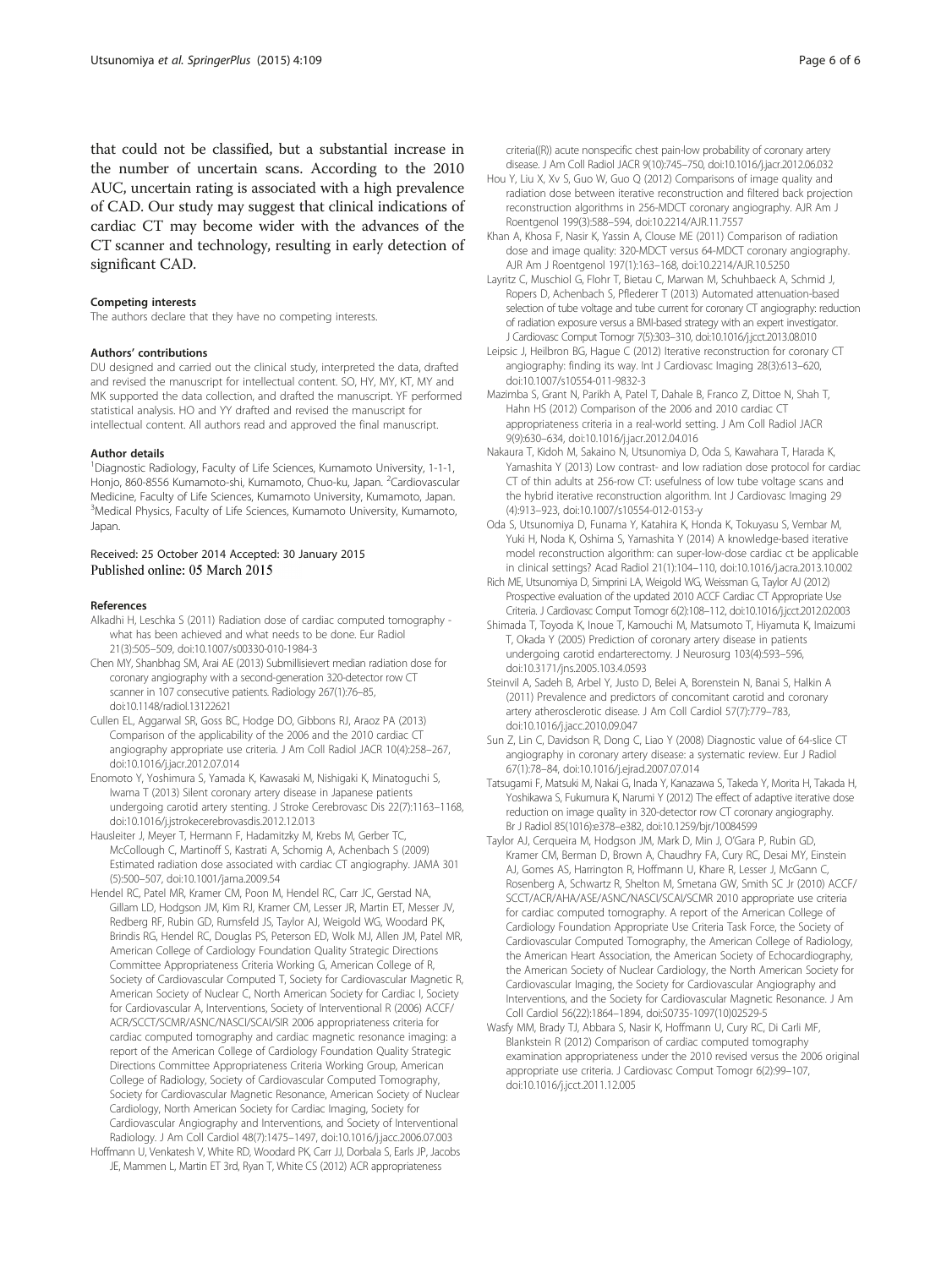that could not be classified, but a substantial increase in the number of uncertain scans. According to the 2010 AUC, uncertain rating is associated with a high prevalence of CAD. Our study may suggest that clinical indications of cardiac CT may become wider with the advances of the CT scanner and technology, resulting in early detection of significant CAD.

#### Competing interests

The authors declare that they have no competing interests.

#### Authors' contributions

DU designed and carried out the clinical study, interpreted the data, drafted and revised the manuscript for intellectual content. SO, HY, MY, KT, MY and MK supported the data collection, and drafted the manuscript. YF performed statistical analysis. HO and YY drafted and revised the manuscript for intellectual content. All authors read and approved the final manuscript.

#### Author details

[1]Diagnostic Radiology, Faculty of Life Sciences, Kumamoto University, 1-1-1, Honjo, 860-8556 Kumamoto-shi, Kumamoto, Chuo-ku, Japan. [2]Cardiovascular Medicine, Faculty of Life Sciences, Kumamoto University, Kumamoto, Japan. [3]Medical Physics, Faculty of Life Sciences, Kumamoto University, Kumamoto, Japan.

Received: 25 October 2014 Accepted: 30 January 2015
Published online: 05 March 2015

#### References

Alkadhi H, Leschka S (2011) Radiation dose of cardiac computed tomography - what has been achieved and what needs to be done. Eur Radiol 21(3):505–509, doi:10.1007/s00330-010-1984-3

Chen MY, Shanbhag SM, Arai AE (2013) Submillisievert median radiation dose for coronary angiography with a second-generation 320-detector row CT scanner in 107 consecutive patients. Radiology 267(1):76–85, doi:10.1148/radiol.13122621

Cullen EL, Aggarwal SR, Goss BC, Hodge DO, Gibbons RJ, Araoz PA (2013) Comparison of the applicability of the 2006 and the 2010 cardiac CT angiography appropriate use criteria. J Am Coll Radiol JACR 10(4):258–267, doi:10.1016/j.jacr.2012.07.014

Enomoto Y, Yoshimura S, Yamada K, Kawasaki M, Nishigaki K, Minatoguchi S, Iwama T (2013) Silent coronary artery disease in Japanese patients undergoing carotid artery stenting. J Stroke Cerebrovasc Dis 22(7):1163–1168, doi:10.1016/j.jstrokecerebrovasdis.2012.12.013

Hausleiter J, Meyer T, Hermann F, Hadamitzky M, Krebs M, Gerber TC, McCollough C, Martinoff S, Kastrati A, Schomig A, Achenbach S (2009) Estimated radiation dose associated with cardiac CT angiography. JAMA 301 (5):500–507, doi:10.1001/jama.2009.54

Hendel RC, Patel MR, Kramer CM, Poon M, Hendel RC, Carr JC, Gerstad NA, Gillam LD, Hodgson JM, Kim RJ, Kramer CM, Lesser JR, Martin ET, Messer JV, Redberg RF, Rubin GD, Rumsfeld JS, Taylor AJ, Weigold WG, Woodard PK, Brindis RG, Hendel RC, Douglas PS, Peterson ED, Wolk MJ, Allen JM, Patel MR, American College of Cardiology Foundation Quality Strategic Directions Committee Appropriateness Criteria Working G, American College of R, Society of Cardiovascular Computed T, Society for Cardiovascular Magnetic R, American Society of Nuclear C, North American Society for Cardiac I, Society for Cardiovascular A, Interventions, Society of Interventional R (2006) ACCF/ACR/SCCT/SCMR/ASNC/NASCI/SCAI/SIR 2006 appropriateness criteria for cardiac computed tomography and cardiac magnetic resonance imaging: a report of the American College of Cardiology Foundation Quality Strategic Directions Committee Appropriateness Criteria Working Group, American College of Radiology, Society of Cardiovascular Computed Tomography, Society for Cardiovascular Magnetic Resonance, American Society of Nuclear Cardiology, North American Society for Cardiac Imaging, Society for Cardiovascular Angiography and Interventions, and Society of Interventional Radiology. J Am Coll Cardiol 48(7):1475–1497, doi:10.1016/j.jacc.2006.07.003

Hoffmann U, Venkatesh V, White RD, Woodard PK, Carr JJ, Dorbala S, Earls JP, Jacobs JE, Mammen L, Martin ET 3rd, Ryan T, White CS (2012) ACR appropriateness criteria((R)) acute nonspecific chest pain-low probability of coronary artery disease. J Am Coll Radiol JACR 9(10):745–750, doi:10.1016/j.jacr.2012.06.032

Hou Y, Liu X, Xv S, Guo W, Guo Q (2012) Comparisons of image quality and radiation dose between iterative reconstruction and filtered back projection reconstruction algorithms in 256-MDCT coronary angiography. AJR Am J Roentgenol 199(3):588–594, doi:10.2214/AJR.11.7557

Khan A, Khosa F, Nasir K, Yassin A, Clouse ME (2011) Comparison of radiation dose and image quality: 320-MDCT versus 64-MDCT coronary angiography. AJR Am J Roentgenol 197(1):163–168, doi:10.2214/AJR.10.5250

Layritz C, Muschiol G, Flohr T, Bietau C, Marwan M, Schuhbaeck A, Schmid J, Ropers D, Achenbach S, Pflederer T (2013) Automated attenuation-based selection of tube voltage and tube current for coronary CT angiography: reduction of radiation exposure versus a BMI-based strategy with an expert investigator. J Cardiovasc Comput Tomogr 7(5):303–310, doi:10.1016/j.jcct.2013.08.010

Leipsic J, Heilbron BG, Hague C (2012) Iterative reconstruction for coronary CT angiography: finding its way. Int J Cardiovasc Imaging 28(3):613–620, doi:10.1007/s10554-011-9832-3

Mazimba S, Grant N, Parikh A, Patel T, Dahale B, Franco Z, Dittoe N, Shah T, Hahn HS (2012) Comparison of the 2006 and 2010 cardiac CT appropriateness criteria in a real-world setting. J Am Coll Radiol JACR 9(9):630–634, doi:10.1016/j.jacr.2012.04.016

Nakaura T, Kidoh M, Sakaino N, Utsunomiya D, Oda S, Kawahara T, Harada K, Yamashita Y (2013) Low contrast- and low radiation dose protocol for cardiac CT of thin adults at 256-row CT: usefulness of low tube voltage scans and the hybrid iterative reconstruction algorithm. Int J Cardiovasc Imaging 29 (4):913–923, doi:10.1007/s10554-012-0153-y

Oda S, Utsunomiya D, Funama Y, Katahira K, Honda K, Tokuyasu S, Vembar M, Yuki H, Noda K, Oshima S, Yamashita Y (2014) A knowledge-based iterative model reconstruction algorithm: can super-low-dose cardiac ct be applicable in clinical settings? Acad Radiol 21(1):104–110, doi:10.1016/j.acra.2013.10.002

Rich ME, Utsunomiya D, Simprini LA, Weigold WG, Weissman G, Taylor AJ (2012) Prospective evaluation of the updated 2010 ACCF Cardiac CT Appropriate Use Criteria. J Cardiovasc Comput Tomogr 6(2):108–112, doi:10.1016/j.jcct.2012.02.003

Shimada T, Toyoda K, Inoue T, Kamouchi M, Matsumoto T, Hiyamuta K, Imaizumi T, Okada Y (2005) Prediction of coronary artery disease in patients undergoing carotid endarterectomy. J Neurosurg 103(4):593–596, doi:10.3171/jns.2005.103.4.0593

Steinvil A, Sadeh B, Arbel Y, Justo D, Belei A, Borenstein N, Banai S, Halkin A (2011) Prevalence and predictors of concomitant carotid and coronary artery atherosclerotic disease. J Am Coll Cardiol 57(7):779–783, doi:10.1016/j.jacc.2010.09.047

Sun Z, Lin C, Davidson R, Dong C, Liao Y (2008) Diagnostic value of 64-slice CT angiography in coronary artery disease: a systematic review. Eur J Radiol 67(1):78–84, doi:10.1016/j.ejrad.2007.07.014

Tatsugami F, Matsuki M, Nakai G, Inada Y, Kanazawa S, Takeda Y, Morita H, Takada H, Yoshikawa S, Fukumura K, Narumi Y (2012) The effect of adaptive iterative dose reduction on image quality in 320-detector row CT coronary angiography. Br J Radiol 85(1016):e378–e382, doi:10.1259/bjr/10084599

Taylor AJ, Cerqueira M, Hodgson JM, Mark D, Min J, O'Gara P, Rubin GD, Kramer CM, Berman D, Brown A, Chaudhry FA, Cury RC, Desai MY, Einstein AJ, Gomes AS, Harrington R, Hoffmann U, Khare R, Lesser J, McGann C, Rosenberg A, Schwartz R, Shelton M, Smetana GW, Smith SC Jr (2010) ACCF/SCCT/ACR/AHA/ASE/ASNC/NASCI/SCAI/SCMR 2010 appropriate use criteria for cardiac computed tomography. A report of the American College of Cardiology Foundation Appropriate Use Criteria Task Force, the Society of Cardiovascular Computed Tomography, the American College of Radiology, the American Heart Association, the American Society of Echocardiography, the American Society of Nuclear Cardiology, the North American Society for Cardiovascular Imaging, the Society for Cardiovascular Angiography and Interventions, and the Society for Cardiovascular Magnetic Resonance. J Am Coll Cardiol 56(22):1864–1894, doi:S0735-1097(10)02529-5

Wasfy MM, Brady TJ, Abbara S, Nasir K, Hoffmann U, Cury RC, Di Carli MF, Blankstein R (2012) Comparison of cardiac computed tomography examination appropriateness under the 2010 revised versus the 2006 original appropriate use criteria. J Cardiovasc Comput Tomogr 6(2):99–107, doi:10.1016/j.jcct.2011.12.005